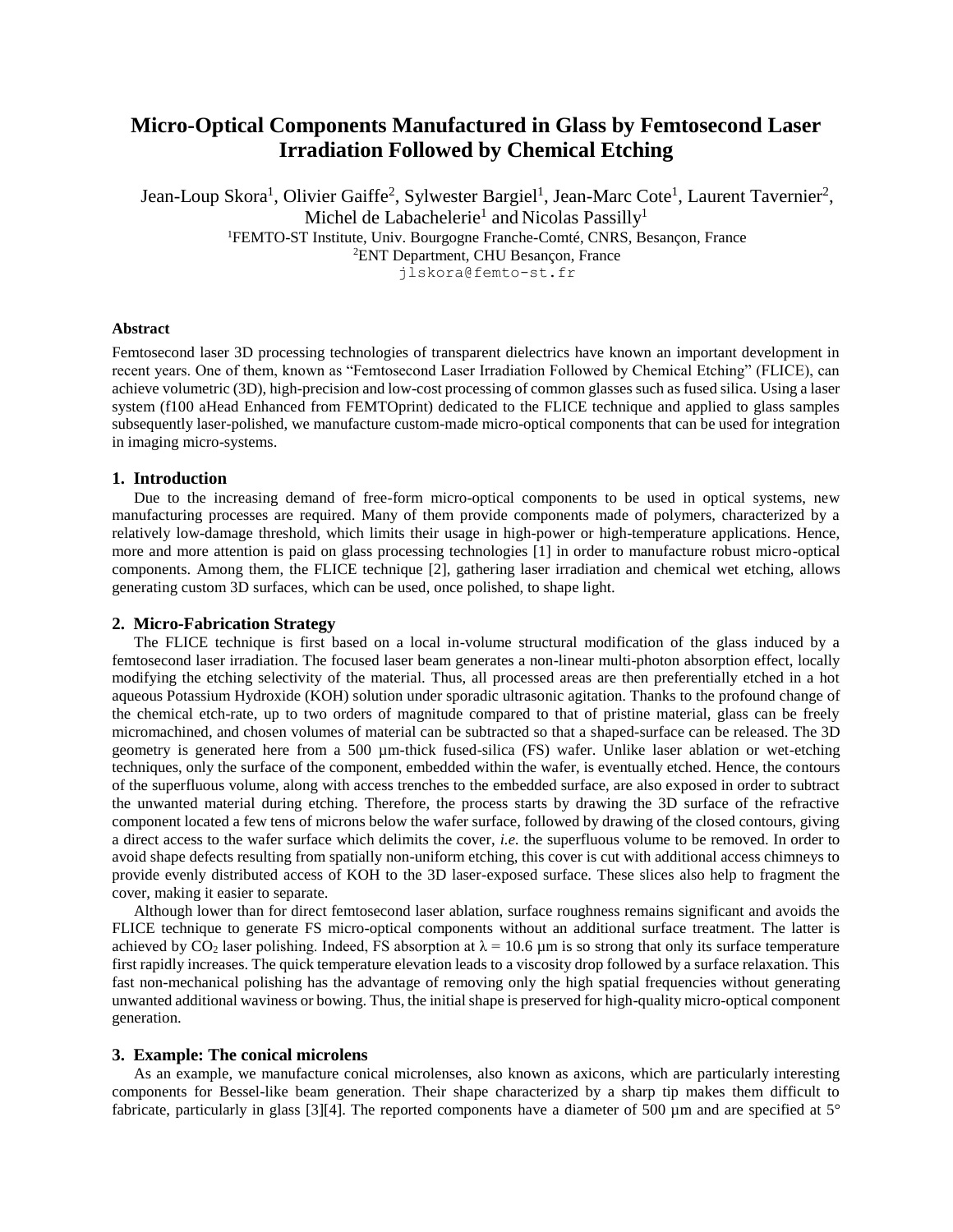# Micro-Optical Components Manufactured in Glass by Femtosecond Laser Irradiation Followed by Chemical Etching

Jean-Loup Skora[1], Olivier Gaiffe[2], Sylwester Bargiel[1], Jean-Marc Cote[1], Laurent Tavernier[2], Michel de Labachelerie[1] and Nicolas Passilly[1]

[1]FEMTO-ST Institute, Univ. Bourgogne Franche-Comté, CNRS, Besançon, France

[2]ENT Department, CHU Besançon, France

jlskora@femto-st.fr

### Abstract

Femtosecond laser 3D processing technologies of transparent dielectrics have known an important development in recent years. One of them, known as "Femtosecond Laser Irradiation Followed by Chemical Etching" (FLICE), can achieve volumetric (3D), high-precision and low-cost processing of common glasses such as fused silica. Using a laser system (f100 aHead Enhanced from FEMTOprint) dedicated to the FLICE technique and applied to glass samples subsequently laser-polished, we manufacture custom-made micro-optical components that can be used for integration in imaging micro-systems.

## 1. Introduction

Due to the increasing demand of free-form micro-optical components to be used in optical systems, new manufacturing processes are required. Many of them provide components made of polymers, characterized by a relatively low-damage threshold, which limits their usage in high-power or high-temperature applications. Hence, more and more attention is paid on glass processing technologies [1] in order to manufacture robust micro-optical components. Among them, the FLICE technique [2], gathering laser irradiation and chemical wet etching, allows generating custom 3D surfaces, which can be used, once polished, to shape light.

## 2. Micro-Fabrication Strategy

The FLICE technique is first based on a local in-volume structural modification of the glass induced by a femtosecond laser irradiation. The focused laser beam generates a non-linear multi-photon absorption effect, locally modifying the etching selectivity of the material. Thus, all processed areas are then preferentially etched in a hot aqueous Potassium Hydroxide (KOH) solution under sporadic ultrasonic agitation. Thanks to the profound change of the chemical etch-rate, up to two orders of magnitude compared to that of pristine material, glass can be freely micromachined, and chosen volumes of material can be subtracted so that a shaped-surface can be released. The 3D geometry is generated here from a 500 µm-thick fused-silica (FS) wafer. Unlike laser ablation or wet-etching techniques, only the surface of the component, embedded within the wafer, is eventually etched. Hence, the contours of the superfluous volume, along with access trenches to the embedded surface, are also exposed in order to subtract the unwanted material during etching. Therefore, the process starts by drawing the 3D surface of the refractive component located a few tens of microns below the wafer surface, followed by drawing of the closed contours, giving a direct access to the wafer surface which delimits the cover, *i.e.* the superfluous volume to be removed. In order to avoid shape defects resulting from spatially non-uniform etching, this cover is cut with additional access chimneys to provide evenly distributed access of KOH to the 3D laser-exposed surface. These slices also help to fragment the cover, making it easier to separate.

Although lower than for direct femtosecond laser ablation, surface roughness remains significant and avoids the FLICE technique to generate FS micro-optical components without an additional surface treatment. The latter is achieved by $CO_2$ laser polishing. Indeed, FS absorption at $\lambda = 10.6$ µm is so strong that only its surface temperature first rapidly increases. The quick temperature elevation leads to a viscosity drop followed by a surface relaxation. This fast non-mechanical polishing has the advantage of removing only the high spatial frequencies without generating unwanted additional waviness or bowing. Thus, the initial shape is preserved for high-quality micro-optical component generation.

## 3. Example: The conical microlens

As an example, we manufacture conical microlenses, also known as axicons, which are particularly interesting components for Bessel-like beam generation. Their shape characterized by a sharp tip makes them difficult to fabricate, particularly in glass [3][4]. The reported components have a diameter of 500 µm and are specified at 5°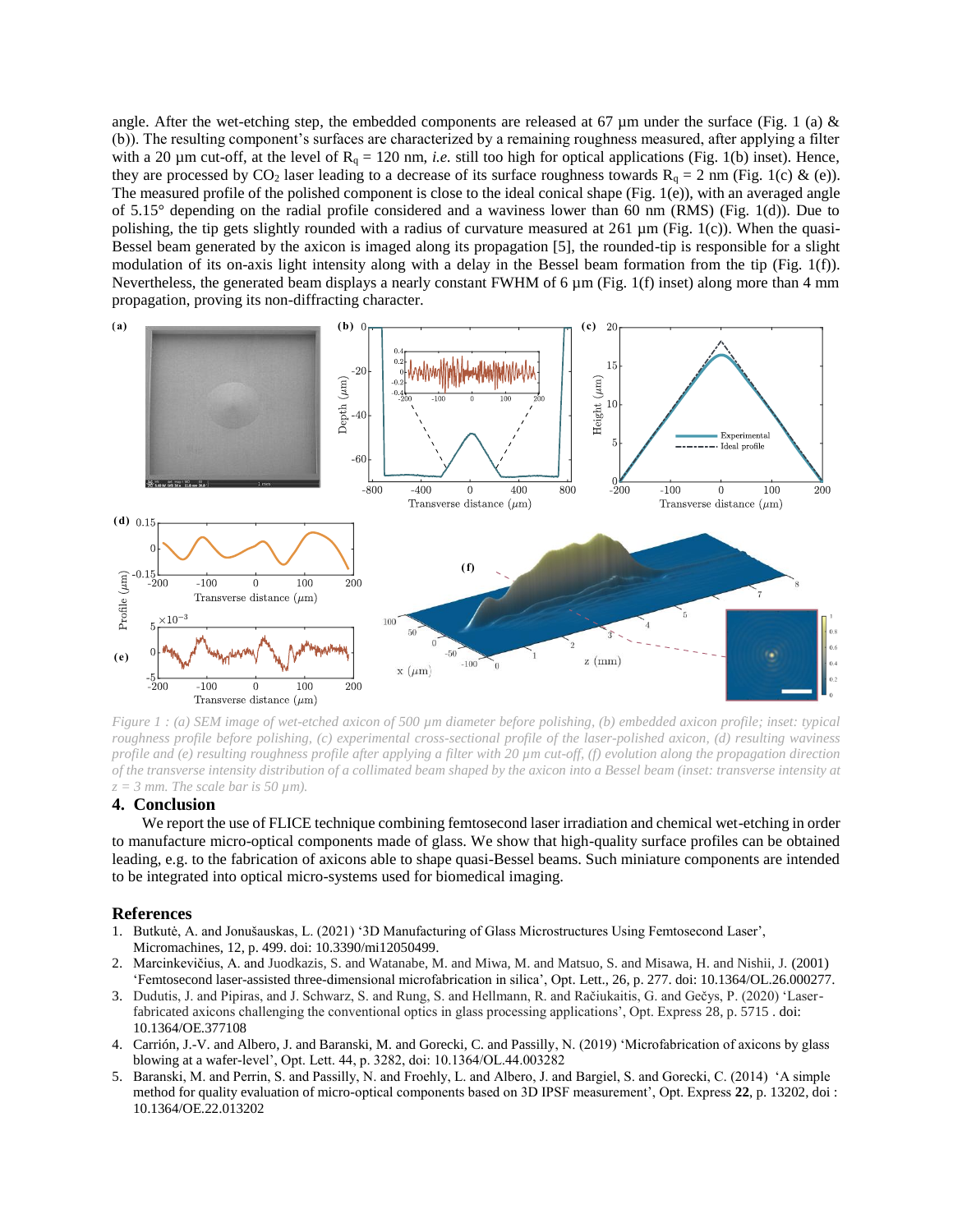angle. After the wet-etching step, the embedded components are released at 67 µm under the surface (Fig. 1 (a) & (b)). The resulting component's surfaces are characterized by a remaining roughness measured, after applying a filter with a 20 µm cut-off, at the level of $R_q$ = 120 nm, *i.e.* still too high for optical applications (Fig. 1(b) inset). Hence, they are processed by $CO_2$ laser leading to a decrease of its surface roughness towards $R_q$ = 2 nm (Fig. 1(c) & (e)). The measured profile of the polished component is close to the ideal conical shape (Fig. 1(e)), with an averaged angle of 5.15° depending on the radial profile considered and a waviness lower than 60 nm (RMS) (Fig. 1(d)). Due to polishing, the tip gets slightly rounded with a radius of curvature measured at 261 µm (Fig. 1(c)). When the quasi-Bessel beam generated by the axicon is imaged along its propagation [5], the rounded-tip is responsible for a slight modulation of its on-axis light intensity along with a delay in the Bessel beam formation from the tip (Fig. 1(f)). Nevertheless, the generated beam displays a nearly constant FWHM of 6 µm (Fig. 1(f) inset) along more than 4 mm propagation, proving its non-diffracting character.

(a)

(b)
Depth (µm)
0
-20
-40
-60
-800 -400 0 400 800
Transverse distance (µm)
0.4
0.2
0
-0.2
-0.4
-200 -100 0 100 200

(c)
Height (µm)
20
15
10
5
0
-200 -100 0 100 200
Transverse distance (µm)
Experimental
Ideal profile

(d)
Profile (µm)
0.15
0
-0.15
-200 -100 0 100 200
Transverse distance (µm)

(e)
$\times 10^{-3}$
5
0
-5
-200 -100 0 100 200
Transverse distance (µm)

(f)
x (µm)
100
50
0
-50
-100
z (mm)
0 1 2 3 4 5 7 8

*Figure 1 : (a) SEM image of wet-etched axicon of 500 µm diameter before polishing, (b) embedded axicon profile; inset: typical roughness profile before polishing, (c) experimental cross-sectional profile of the laser-polished axicon, (d) resulting waviness profile and (e) resulting roughness profile after applying a filter with 20 µm cut-off, (f) evolution along the propagation direction of the transverse intensity distribution of a collimated beam shaped by the axicon into a Bessel beam (inset: transverse intensity at z = 3 mm. The scale bar is 50 µm).*

## 4. Conclusion

We report the use of FLICE technique combining femtosecond laser irradiation and chemical wet-etching in order to manufacture micro-optical components made of glass. We show that high-quality surface profiles can be obtained leading, e.g. to the fabrication of axicons able to shape quasi-Bessel beams. Such miniature components are intended to be integrated into optical micro-systems used for biomedical imaging.

## References

1. Butkutė, A. and Jonušauskas, L. (2021) '3D Manufacturing of Glass Microstructures Using Femtosecond Laser', Micromachines, 12, p. 499. doi: 10.3390/mi12050499.
2. Marcinkevičius, A. and Juodkazis, S. and Watanabe, M. and Miwa, M. and Matsuo, S. and Misawa, H. and Nishii, J. (2001) 'Femtosecond laser-assisted three-dimensional microfabrication in silica', Opt. Lett., 26, p. 277. doi: 10.1364/OL.26.000277.
3. Dudutis, J. and Pipiras, and J. Schwarz, S. and Rung, S. and Hellmann, R. and Račiukaitis, G. and Gečys, P. (2020) 'Laser-fabricated axicons challenging the conventional optics in glass processing applications', Opt. Express 28, p. 5715 . doi: 10.1364/OE.377108
4. Carrión, J.-V. and Albero, J. and Baranski, M. and Gorecki, C. and Passilly, N. (2019) 'Microfabrication of axicons by glass blowing at a wafer-level', Opt. Lett. 44, p. 3282, doi: 10.1364/OL.44.003282
5. Baranski, M. and Perrin, S. and Passilly, N. and Froehly, L. and Albero, J. and Bargiel, S. and Gorecki, C. (2014) 'A simple method for quality evaluation of micro-optical components based on 3D IPSF measurement', Opt. Express **22**, p. 13202, doi : 10.1364/OE.22.013202